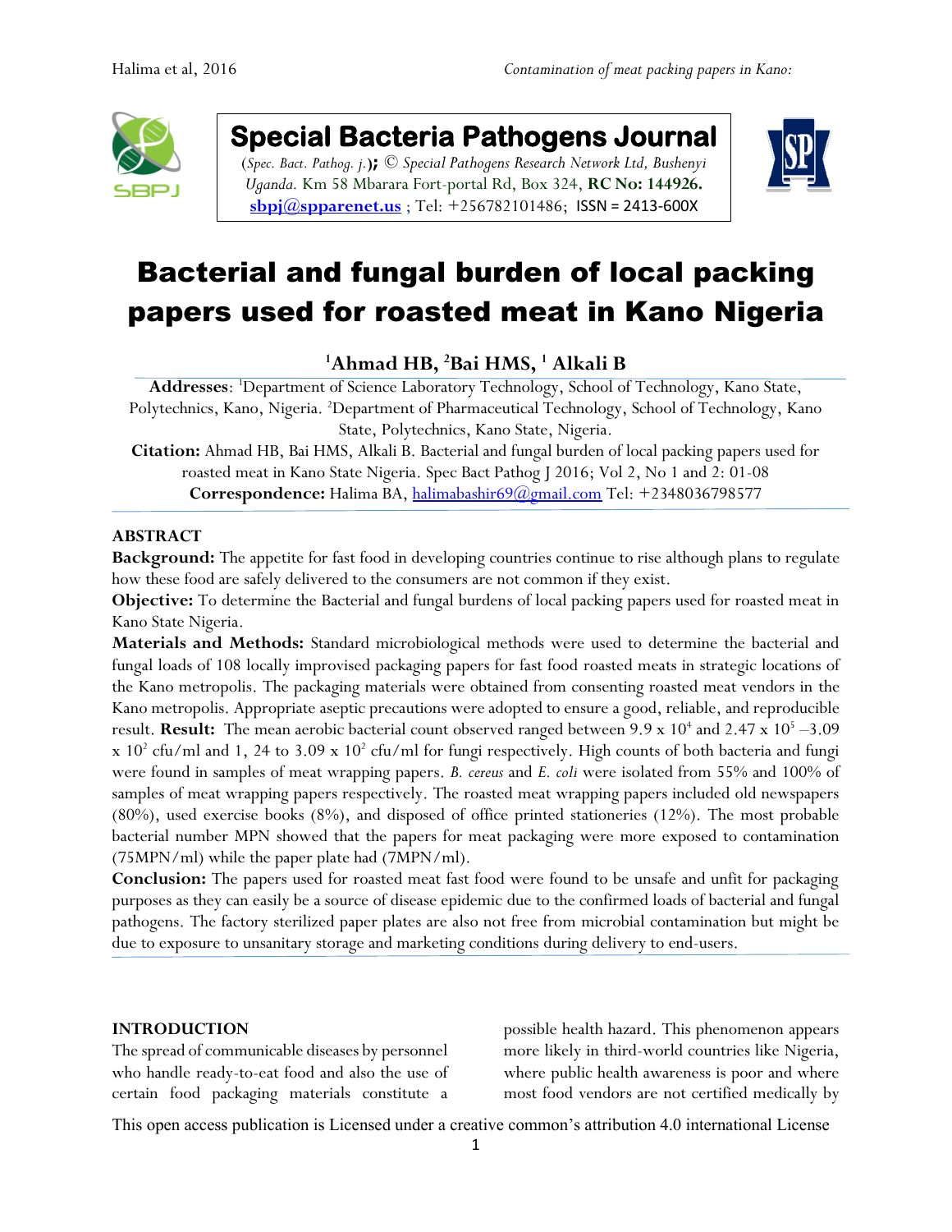**Special Bacteria Pathogens Journal**

(*Spec. Bact. Pathog. j.*); © *Special Pathogens Research Network Ltd, Bushenyi Uganda.* Km 58 Mbarara Fort-portal Rd, Box 324, **RC No: 144926.** sbpj@spparenet.us ; Tel: +256782101486; ISSN = 2413-600X

# Bacterial and fungal burden of local packing papers used for roasted meat in Kano Nigeria

**[1]Ahmad HB, [2]Bai HMS, [1] Alkali B**

**Addresses**: [1]Department of Science Laboratory Technology, School of Technology, Kano State, Polytechnics, Kano, Nigeria. [2]Department of Pharmaceutical Technology, School of Technology, Kano State, Polytechnics, Kano State, Nigeria.

**Citation:** Ahmad HB, Bai HMS, Alkali B. Bacterial and fungal burden of local packing papers used for roasted meat in Kano State Nigeria. Spec Bact Pathog J 2016; Vol 2, No 1 and 2: 01-08

**Correspondence:** Halima BA, halimabashir69@gmail.com Tel: +2348036798577

## ABSTRACT

**Background:** The appetite for fast food in developing countries continue to rise although plans to regulate how these food are safely delivered to the consumers are not common if they exist.

**Objective:** To determine the Bacterial and fungal burdens of local packing papers used for roasted meat in Kano State Nigeria.

**Materials and Methods:** Standard microbiological methods were used to determine the bacterial and fungal loads of 108 locally improvised packaging papers for fast food roasted meats in strategic locations of the Kano metropolis. The packaging materials were obtained from consenting roasted meat vendors in the Kano metropolis. Appropriate aseptic precautions were adopted to ensure a good, reliable, and reproducible result. **Result:** The mean aerobic bacterial count observed ranged between $9.9 \times 10^4$ and $2.47 \times 10^5$ –$3.09 \times 10^2$ cfu/ml and 1, 24 to $3.09 \times 10^2$ cfu/ml for fungi respectively. High counts of both bacteria and fungi were found in samples of meat wrapping papers. *B. cereus* and *E. coli* were isolated from 55% and 100% of samples of meat wrapping papers respectively. The roasted meat wrapping papers included old newspapers (80%), used exercise books (8%), and disposed of office printed stationeries (12%). The most probable bacterial number MPN showed that the papers for meat packaging were more exposed to contamination (75MPN/ml) while the paper plate had (7MPN/ml).

**Conclusion:** The papers used for roasted meat fast food were found to be unsafe and unfit for packaging purposes as they can easily be a source of disease epidemic due to the confirmed loads of bacterial and fungal pathogens. The factory sterilized paper plates are also not free from microbial contamination but might be due to exposure to unsanitary storage and marketing conditions during delivery to end-users.

## INTRODUCTION

The spread of communicable diseases by personnel who handle ready-to-eat food and also the use of certain food packaging materials constitute a possible health hazard. This phenomenon appears more likely in third-world countries like Nigeria, where public health awareness is poor and where most food vendors are not certified medically by

This open access publication is Licensed under a creative common's attribution 4.0 international License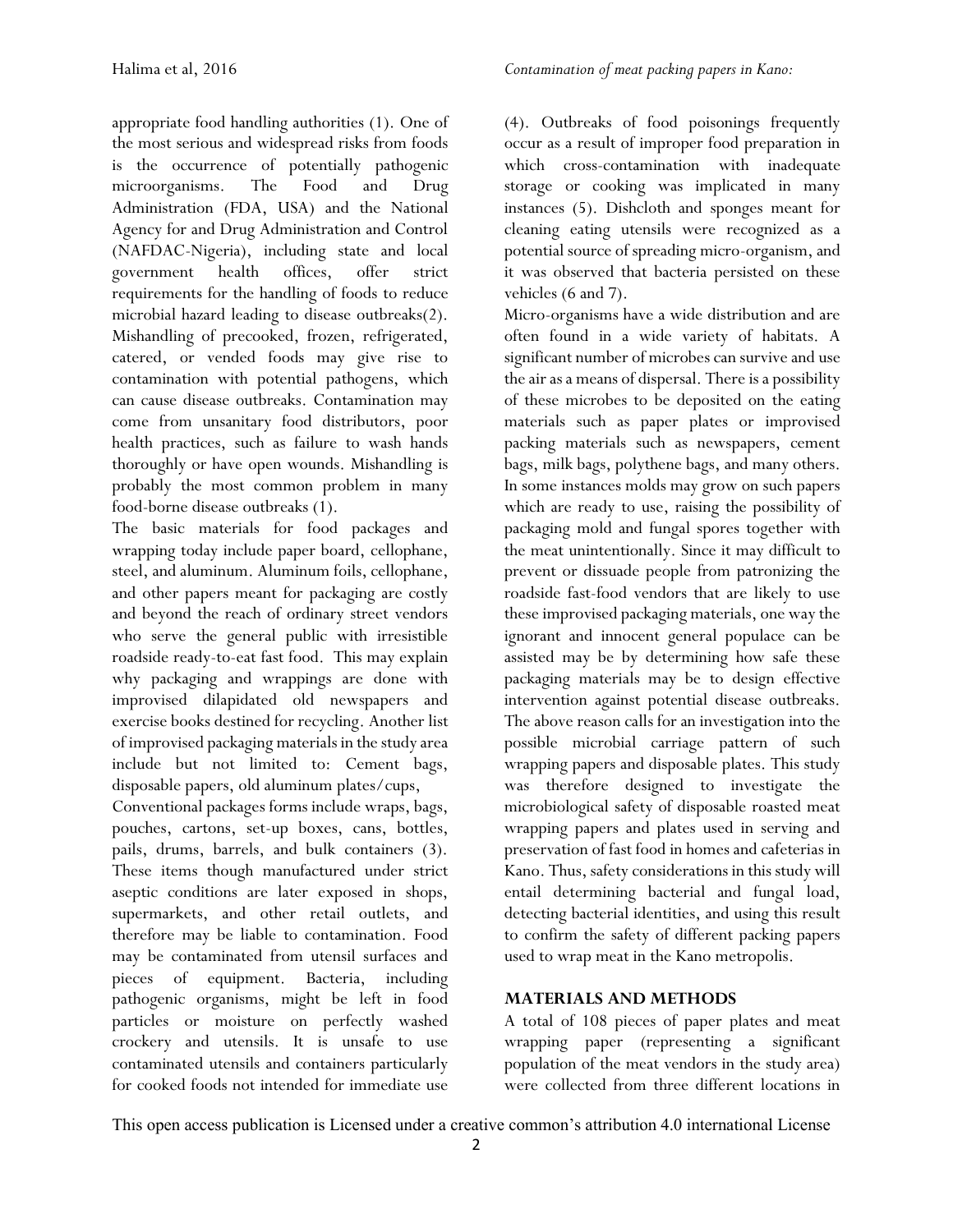appropriate food handling authorities (1). One of the most serious and widespread risks from foods is the occurrence of potentially pathogenic microorganisms. The Food and Drug Administration (FDA, USA) and the National Agency for and Drug Administration and Control (NAFDAC-Nigeria), including state and local government health offices, offer strict requirements for the handling of foods to reduce microbial hazard leading to disease outbreaks(2). Mishandling of precooked, frozen, refrigerated, catered, or vended foods may give rise to contamination with potential pathogens, which can cause disease outbreaks. Contamination may come from unsanitary food distributors, poor health practices, such as failure to wash hands thoroughly or have open wounds. Mishandling is probably the most common problem in many food-borne disease outbreaks (1).

The basic materials for food packages and wrapping today include paper board, cellophane, steel, and aluminum. Aluminum foils, cellophane, and other papers meant for packaging are costly and beyond the reach of ordinary street vendors who serve the general public with irresistible roadside ready-to-eat fast food. This may explain why packaging and wrappings are done with improvised dilapidated old newspapers and exercise books destined for recycling. Another list of improvised packaging materials in the study area include but not limited to: Cement bags, disposable papers, old aluminum plates/cups,

Conventional packages forms include wraps, bags, pouches, cartons, set-up boxes, cans, bottles, pails, drums, barrels, and bulk containers (3). These items though manufactured under strict aseptic conditions are later exposed in shops, supermarkets, and other retail outlets, and therefore may be liable to contamination. Food may be contaminated from utensil surfaces and pieces of equipment. Bacteria, including pathogenic organisms, might be left in food particles or moisture on perfectly washed crockery and utensils. It is unsafe to use contaminated utensils and containers particularly for cooked foods not intended for immediate use (4). Outbreaks of food poisonings frequently occur as a result of improper food preparation in which cross-contamination with inadequate storage or cooking was implicated in many instances (5). Dishcloth and sponges meant for cleaning eating utensils were recognized as a potential source of spreading micro-organism, and it was observed that bacteria persisted on these vehicles (6 and 7).

Micro-organisms have a wide distribution and are often found in a wide variety of habitats. A significant number of microbes can survive and use the air as a means of dispersal. There is a possibility of these microbes to be deposited on the eating materials such as paper plates or improvised packing materials such as newspapers, cement bags, milk bags, polythene bags, and many others. In some instances molds may grow on such papers which are ready to use, raising the possibility of packaging mold and fungal spores together with the meat unintentionally. Since it may difficult to prevent or dissuade people from patronizing the roadside fast-food vendors that are likely to use these improvised packaging materials, one way the ignorant and innocent general populace can be assisted may be by determining how safe these packaging materials may be to design effective intervention against potential disease outbreaks. The above reason calls for an investigation into the possible microbial carriage pattern of such wrapping papers and disposable plates. This study was therefore designed to investigate the microbiological safety of disposable roasted meat wrapping papers and plates used in serving and preservation of fast food in homes and cafeterias in Kano. Thus, safety considerations in this study will entail determining bacterial and fungal load, detecting bacterial identities, and using this result to confirm the safety of different packing papers used to wrap meat in the Kano metropolis.

## MATERIALS AND METHODS

A total of 108 pieces of paper plates and meat wrapping paper (representing a significant population of the meat vendors in the study area) were collected from three different locations in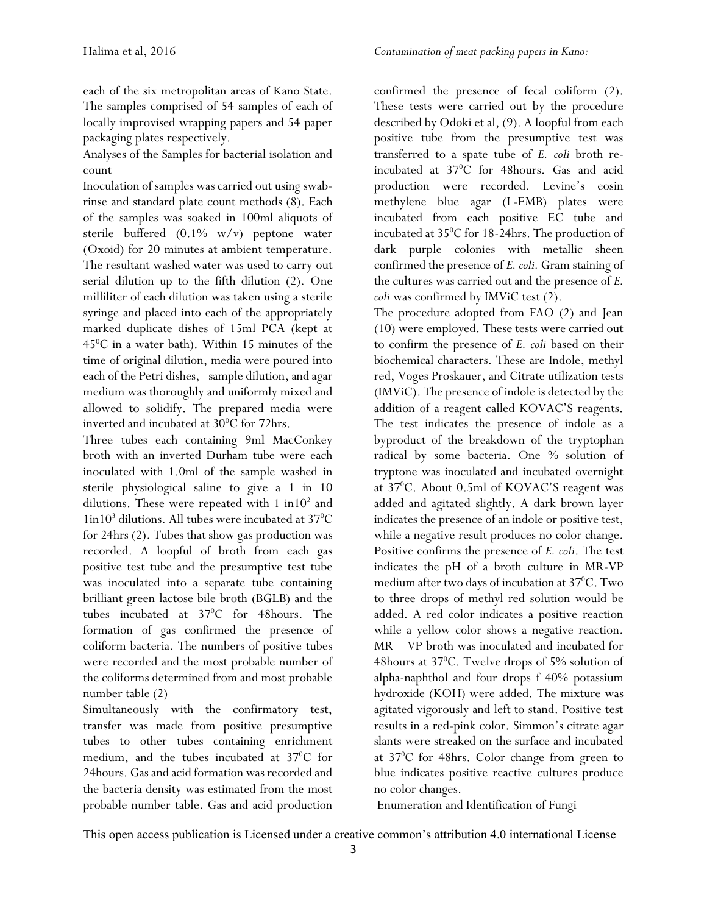each of the six metropolitan areas of Kano State. The samples comprised of 54 samples of each of locally improvised wrapping papers and 54 paper packaging plates respectively.

Analyses of the Samples for bacterial isolation and count

Inoculation of samples was carried out using swab-rinse and standard plate count methods (8). Each of the samples was soaked in 100ml aliquots of sterile buffered (0.1% w/v) peptone water (Oxoid) for 20 minutes at ambient temperature. The resultant washed water was used to carry out serial dilution up to the fifth dilution (2). One milliliter of each dilution was taken using a sterile syringe and placed into each of the appropriately marked duplicate dishes of 15ml PCA (kept at 45$^0$C in a water bath). Within 15 minutes of the time of original dilution, media were poured into each of the Petri dishes, sample dilution, and agar medium was thoroughly and uniformly mixed and allowed to solidify. The prepared media were inverted and incubated at 30$^0$C for 72hrs.

Three tubes each containing 9ml MacConkey broth with an inverted Durham tube were each inoculated with 1.0ml of the sample washed in sterile physiological saline to give a 1 in 10 dilutions. These were repeated with 1 in$10^2$ and 1in$10^3$ dilutions. All tubes were incubated at 37$^0$C for 24hrs (2). Tubes that show gas production was recorded. A loopful of broth from each gas positive test tube and the presumptive test tube was inoculated into a separate tube containing brilliant green lactose bile broth (BGLB) and the tubes incubated at 37$^0$C for 48hours. The formation of gas confirmed the presence of coliform bacteria. The numbers of positive tubes were recorded and the most probable number of the coliforms determined from and most probable number table (2)

Simultaneously with the confirmatory test, transfer was made from positive presumptive tubes to other tubes containing enrichment medium, and the tubes incubated at 37$^0$C for 24hours. Gas and acid formation was recorded and the bacteria density was estimated from the most probable number table. Gas and acid production confirmed the presence of fecal coliform (2). These tests were carried out by the procedure described by Odoki et al, (9). A loopful from each positive tube from the presumptive test was transferred to a spate tube of *E. coli* broth re-incubated at 37$^0$C for 48hours. Gas and acid production were recorded. Levine's eosin methylene blue agar (L-EMB) plates were incubated from each positive EC tube and incubated at 35$^0$C for 18-24hrs. The production of dark purple colonies with metallic sheen confirmed the presence of *E. coli.* Gram staining of the cultures was carried out and the presence of *E. coli* was confirmed by IMViC test (2).

The procedure adopted from FAO (2) and Jean (10) were employed. These tests were carried out to confirm the presence of *E. coli* based on their biochemical characters. These are Indole, methyl red, Voges Proskauer, and Citrate utilization tests (IMViC). The presence of indole is detected by the addition of a reagent called KOVAC'S reagents. The test indicates the presence of indole as a byproduct of the breakdown of the tryptophan radical by some bacteria. One % solution of tryptone was inoculated and incubated overnight at 37$^0$C. About 0.5ml of KOVAC'S reagent was added and agitated slightly. A dark brown layer indicates the presence of an indole or positive test, while a negative result produces no color change. Positive confirms the presence of *E. coli*. The test indicates the pH of a broth culture in MR-VP medium after two days of incubation at 37$^0$C. Two to three drops of methyl red solution would be added. A red color indicates a positive reaction while a yellow color shows a negative reaction. MR – VP broth was inoculated and incubated for 48hours at 37$^0$C. Twelve drops of 5% solution of alpha-naphthol and four drops f 40% potassium hydroxide (KOH) were added. The mixture was agitated vigorously and left to stand. Positive test results in a red-pink color. Simmon's citrate agar slants were streaked on the surface and incubated at 37$^0$C for 48hrs. Color change from green to blue indicates positive reactive cultures produce no color changes.

Enumeration and Identification of Fungi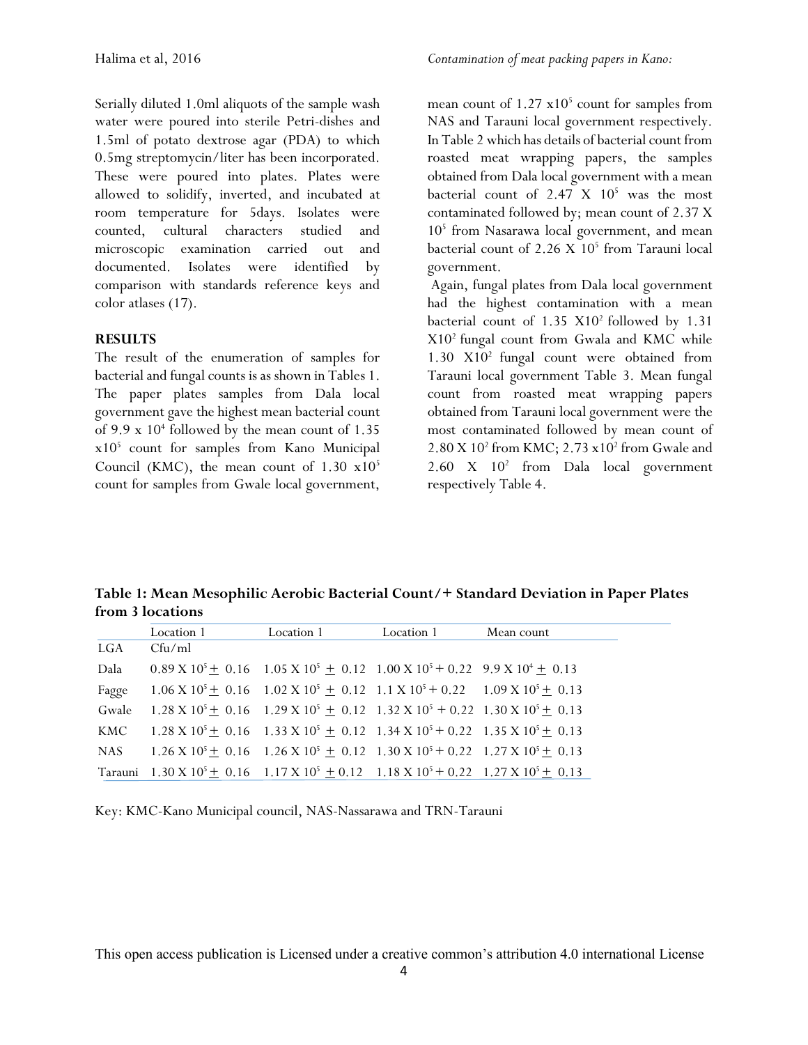Serially diluted 1.0ml aliquots of the sample wash water were poured into sterile Petri-dishes and 1.5ml of potato dextrose agar (PDA) to which 0.5mg streptomycin/liter has been incorporated. These were poured into plates. Plates were allowed to solidify, inverted, and incubated at room temperature for 5days. Isolates were counted, cultural characters studied and microscopic examination carried out and documented. Isolates were identified by comparison with standards reference keys and color atlases (17).

## RESULTS

The result of the enumeration of samples for bacterial and fungal counts is as shown in Tables 1. The paper plates samples from Dala local government gave the highest mean bacterial count of 9.9 x $10^4$ followed by the mean count of 1.35 x$10^5$ count for samples from Kano Municipal Council (KMC), the mean count of 1.30 x$10^5$ count for samples from Gwale local government, mean count of 1.27 x$10^5$ count for samples from NAS and Tarauni local government respectively. In Table 2 which has details of bacterial count from roasted meat wrapping papers, the samples obtained from Dala local government with a mean bacterial count of 2.47 X $10^5$ was the most contaminated followed by; mean count of 2.37 X $10^5$ from Nasarawa local government, and mean bacterial count of 2.26 X $10^5$ from Tarauni local government.

Again, fungal plates from Dala local government had the highest contamination with a mean bacterial count of 1.35 X$10^2$ followed by 1.31 X$10^2$ fungal count from Gwala and KMC while 1.30 X$10^2$ fungal count were obtained from Tarauni local government Table 3. Mean fungal count from roasted meat wrapping papers obtained from Tarauni local government were the most contaminated followed by mean count of 2.80 X $10^2$ from KMC; 2.73 x$10^2$ from Gwale and 2.60 X $10^2$ from Dala local government respectively Table 4.

**Table 1: Mean Mesophilic Aerobic Bacterial Count/+ Standard Deviation in Paper Plates from 3 locations**

| | Location 1 | Location 1 | Location 1 | Mean count |
|---|---|---|---|---|
| LGA | Cfu/ml | | | |
| Dala | 0.89 X $10^5$ ± 0.16 | 1.05 X $10^5$ ± 0.12 | 1.00 X $10^5$ + 0.22 | 9.9 X $10^4$ ± 0.13 |
| Fagge | 1.06 X $10^5$ ± 0.16 | 1.02 X $10^5$ ± 0.12 | 1.1 X $10^5$ + 0.22 | 1.09 X $10^5$ ± 0.13 |
| Gwale | 1.28 X $10^5$ ± 0.16 | 1.29 X $10^5$ ± 0.12 | 1.32 X $10^5$ + 0.22 | 1.30 X $10^5$ ± 0.13 |
| KMC | 1.28 X $10^5$ ± 0.16 | 1.33 X $10^5$ ± 0.12 | 1.34 X $10^5$ + 0.22 | 1.35 X $10^5$ ± 0.13 |
| NAS | 1.26 X $10^5$ ± 0.16 | 1.26 X $10^5$ ± 0.12 | 1.30 X $10^5$ + 0.22 | 1.27 X $10^5$ ± 0.13 |
| Tarauni | 1.30 X $10^5$ ± 0.16 | 1.17 X $10^5$ ± 0.12 | 1.18 X $10^5$ + 0.22 | 1.27 X $10^5$ ± 0.13 |

Key: KMC-Kano Municipal council, NAS-Nassarawa and TRN-Tarauni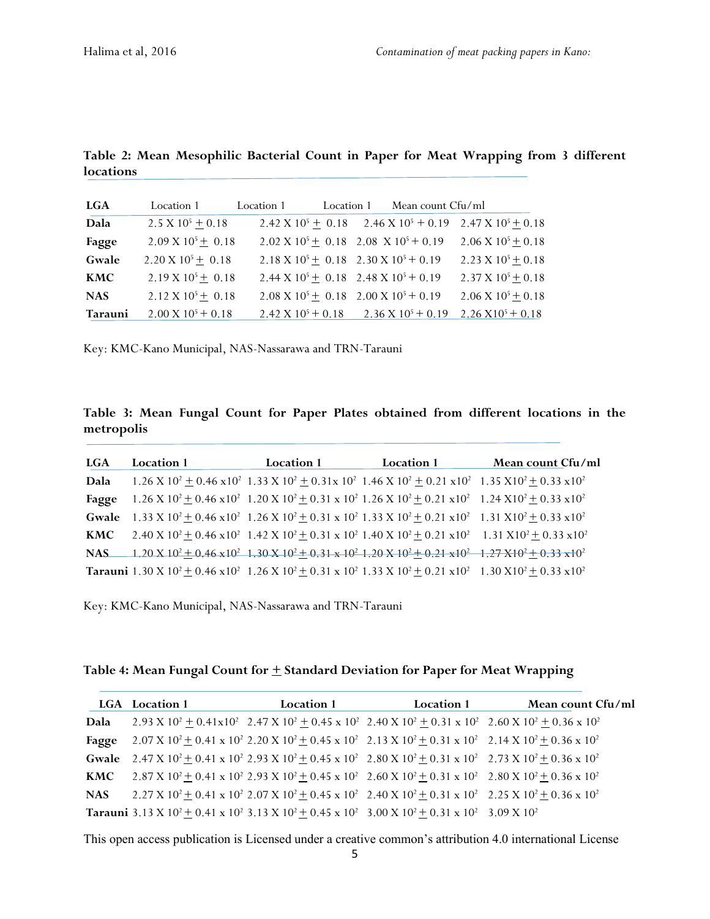**Table 2: Mean Mesophilic Bacterial Count in Paper for Meat Wrapping from 3 different locations**

| LGA | Location 1 | Location 1 | Location 1 | Mean count Cfu/ml |
|---|---|---|---|---|
| **Dala** | $2.5 \times 10^5 \pm 0.18$ | $2.42 \times 10^5 \pm 0.18$ | $2.46 \times 10^5 + 0.19$ | $2.47 \times 10^5 \pm 0.18$ |
| **Fagge** | $2.09 \times 10^5 \pm 0.18$ | $2.02 \times 10^5 \pm 0.18$ | $2.08 \times 10^5 + 0.19$ | $2.06 \times 10^5 \pm 0.18$ |
| **Gwale** | $2.20 \times 10^5 \pm 0.18$ | $2.18 \times 10^5 \pm 0.18$ | $2.30 \times 10^5 + 0.19$ | $2.23 \times 10^5 \pm 0.18$ |
| **KMC** | $2.19 \times 10^5 \pm 0.18$ | $2.44 \times 10^5 \pm 0.18$ | $2.48 \times 10^5 + 0.19$ | $2.37 \times 10^5 \pm 0.18$ |
| **NAS** | $2.12 \times 10^5 \pm 0.18$ | $2.08 \times 10^5 \pm 0.18$ | $2.00 \times 10^5 + 0.19$ | $2.06 \times 10^5 \pm 0.18$ |
| **Tarauni** | $2.00 \times 10^5 + 0.18$ | $2.42 \times 10^5 + 0.18$ | $2.36 \times 10^5 + 0.19$ | $2.26 \times 10^5 + 0.18$ |

Key: KMC-Kano Municipal, NAS-Nassarawa and TRN-Tarauni

**Table 3: Mean Fungal Count for Paper Plates obtained from different locations in the metropolis**

| LGA | Location 1 | Location 1 | Location 1 | Mean count Cfu/ml |
|---|---|---|---|---|
| **Dala** | $1.26 \times 10^2 \pm 0.46 \times 10^2$ | $1.33 \times 10^2 \pm 0.31 \times 10^2$ | $1.46 \times 10^2 \pm 0.21 \times 10^2$ | $1.35 \times 10^2 \pm 0.33 \times 10^2$ |
| **Fagge** | $1.26 \times 10^2 \pm 0.46 \times 10^2$ | $1.20 \times 10^2 \pm 0.31 \times 10^2$ | $1.26 \times 10^2 \pm 0.21 \times 10^2$ | $1.24 \times 10^2 \pm 0.33 \times 10^2$ |
| **Gwale** | $1.33 \times 10^2 \pm 0.46 \times 10^2$ | $1.26 \times 10^2 \pm 0.31 \times 10^2$ | $1.33 \times 10^2 \pm 0.21 \times 10^2$ | $1.31 \times 10^2 \pm 0.33 \times 10^2$ |
| **KMC** | $2.40 \times 10^2 \pm 0.46 \times 10^2$ | $1.42 \times 10^2 \pm 0.31 \times 10^2$ | $1.40 \times 10^2 \pm 0.21 \times 10^2$ | $1.31 \times 10^2 \pm 0.33 \times 10^2$ |
| **NAS** | $1.20 \times 10^2 \pm 0.46 \times 10^2$ | $1.30 \times 10^2 \pm 0.31 \times 10^2$ | $1.20 \times 10^2 \pm 0.21 \times 10^2$ | $1.27 \times 10^2 \pm 0.33 \times 10^2$ |
| **Tarauni** | $1.30 \times 10^2 \pm 0.46 \times 10^2$ | $1.26 \times 10^2 \pm 0.31 \times 10^2$ | $1.33 \times 10^2 \pm 0.21 \times 10^2$ | $1.30 \times 10^2 \pm 0.33 \times 10^2$ |

Key: KMC-Kano Municipal, NAS-Nassarawa and TRN-Tarauni

**Table 4: Mean Fungal Count for ± Standard Deviation for Paper for Meat Wrapping**

| LGA | Location 1 | Location 1 | Location 1 | Mean count Cfu/ml |
|---|---|---|---|---|
| **Dala** | $2.93 \times 10^2 \pm 0.41 \times 10^2$ | $2.47 \times 10^2 \pm 0.45 \times 10^2$ | $2.40 \times 10^2 \pm 0.31 \times 10^2$ | $2.60 \times 10^2 \pm 0.36 \times 10^2$ |
| **Fagge** | $2.07 \times 10^2 \pm 0.41 \times 10^2$ | $2.20 \times 10^2 \pm 0.45 \times 10^2$ | $2.13 \times 10^2 \pm 0.31 \times 10^2$ | $2.14 \times 10^2 \pm 0.36 \times 10^2$ |
| **Gwale** | $2.47 \times 10^2 \pm 0.41 \times 10^2$ | $2.93 \times 10^2 \pm 0.45 \times 10^2$ | $2.80 \times 10^2 \pm 0.31 \times 10^2$ | $2.73 \times 10^2 \pm 0.36 \times 10^2$ |
| **KMC** | $2.87 \times 10^2 \pm 0.41 \times 10^2$ | $2.93 \times 10^2 \pm 0.45 \times 10^2$ | $2.60 \times 10^2 \pm 0.31 \times 10^2$ | $2.80 \times 10^2 \pm 0.36 \times 10^2$ |
| **NAS** | $2.27 \times 10^2 \pm 0.41 \times 10^2$ | $2.07 \times 10^2 \pm 0.45 \times 10^2$ | $2.40 \times 10^2 \pm 0.31 \times 10^2$ | $2.25 \times 10^2 \pm 0.36 \times 10^2$ |
| **Tarauni** | $3.13 \times 10^2 \pm 0.41 \times 10^2$ | $3.13 \times 10^2 \pm 0.45 \times 10^2$ | $3.00 \times 10^2 \pm 0.31 \times 10^2$ | $3.09 \times 10^2$ |

This open access publication is Licensed under a creative common's attribution 4.0 international License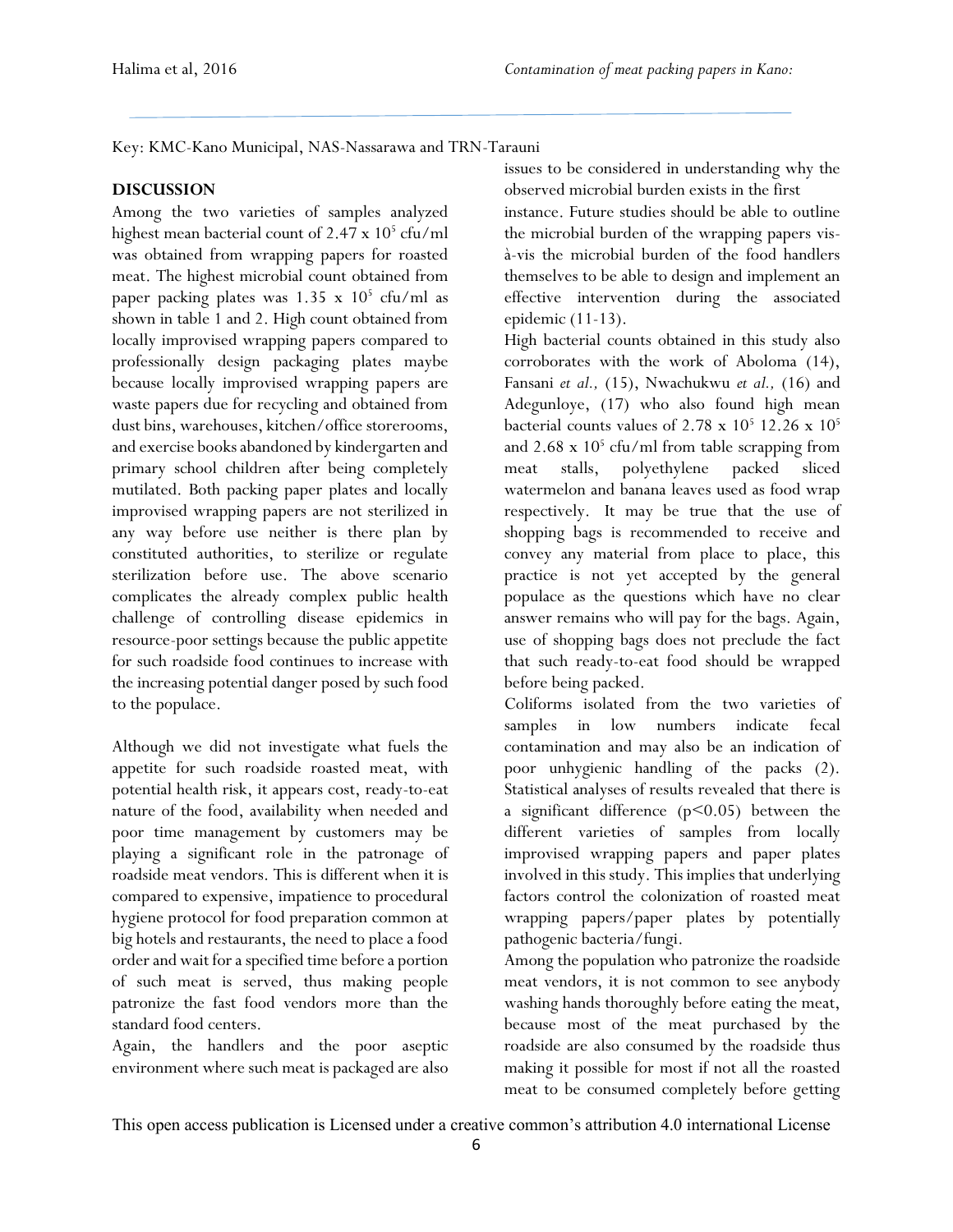Key: KMC-Kano Municipal, NAS-Nassarawa and TRN-Tarauni

## DISCUSSION

Among the two varieties of samples analyzed highest mean bacterial count of $2.47 \times 10^5$ cfu/ml was obtained from wrapping papers for roasted meat. The highest microbial count obtained from paper packing plates was $1.35 \times 10^5$ cfu/ml as shown in table 1 and 2. High count obtained from locally improvised wrapping papers compared to professionally design packaging plates maybe because locally improvised wrapping papers are waste papers due for recycling and obtained from dust bins, warehouses, kitchen/office storerooms, and exercise books abandoned by kindergarten and primary school children after being completely mutilated. Both packing paper plates and locally improvised wrapping papers are not sterilized in any way before use neither is there plan by constituted authorities, to sterilize or regulate sterilization before use. The above scenario complicates the already complex public health challenge of controlling disease epidemics in resource-poor settings because the public appetite for such roadside food continues to increase with the increasing potential danger posed by such food to the populace.

Although we did not investigate what fuels the appetite for such roadside roasted meat, with potential health risk, it appears cost, ready-to-eat nature of the food, availability when needed and poor time management by customers may be playing a significant role in the patronage of roadside meat vendors. This is different when it is compared to expensive, impatience to procedural hygiene protocol for food preparation common at big hotels and restaurants, the need to place a food order and wait for a specified time before a portion of such meat is served, thus making people patronize the fast food vendors more than the standard food centers.

Again, the handlers and the poor aseptic environment where such meat is packaged are also issues to be considered in understanding why the observed microbial burden exists in the first instance. Future studies should be able to outline the microbial burden of the wrapping papers vis-à-vis the microbial burden of the food handlers themselves to be able to design and implement an effective intervention during the associated epidemic (11-13).

High bacterial counts obtained in this study also corroborates with the work of Aboloma (14), Fansani *et al.,* (15), Nwachukwu *et al.,* (16) and Adegunloye, (17) who also found high mean bacterial counts values of $2.78 \times 10^5$ $12.26 \times 10^5$ and $2.68 \times 10^5$ cfu/ml from table scrapping from meat stalls, polyethylene packed sliced watermelon and banana leaves used as food wrap respectively. It may be true that the use of shopping bags is recommended to receive and convey any material from place to place, this practice is not yet accepted by the general populace as the questions which have no clear answer remains who will pay for the bags. Again, use of shopping bags does not preclude the fact that such ready-to-eat food should be wrapped before being packed.

Coliforms isolated from the two varieties of samples in low numbers indicate fecal contamination and may also be an indication of poor unhygienic handling of the packs (2). Statistical analyses of results revealed that there is a significant difference ($p<0.05$) between the different varieties of samples from locally improvised wrapping papers and paper plates involved in this study. This implies that underlying factors control the colonization of roasted meat wrapping papers/paper plates by potentially pathogenic bacteria/fungi.

Among the population who patronize the roadside meat vendors, it is not common to see anybody washing hands thoroughly before eating the meat, because most of the meat purchased by the roadside are also consumed by the roadside thus making it possible for most if not all the roasted meat to be consumed completely before getting

This open access publication is Licensed under a creative common's attribution 4.0 international License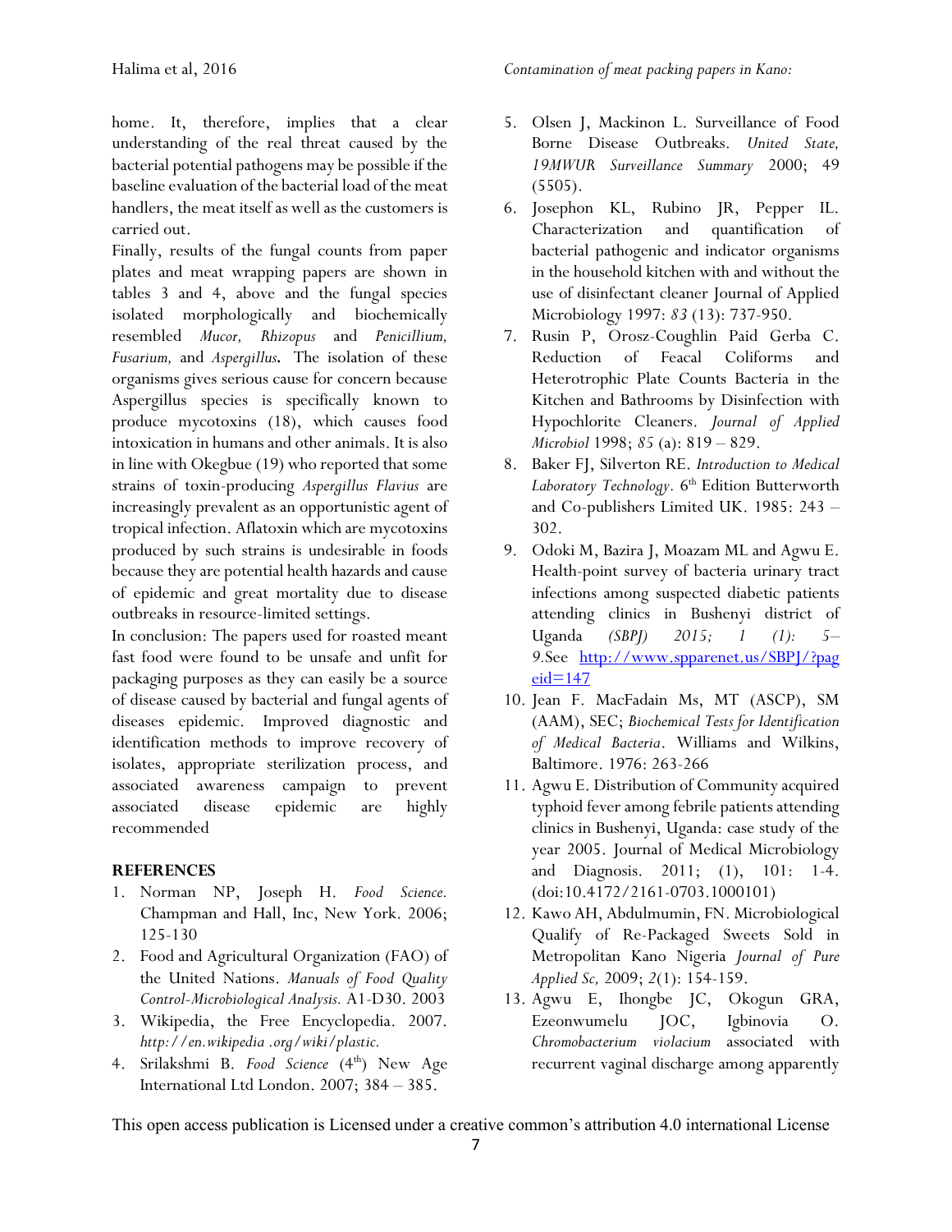home. It, therefore, implies that a clear understanding of the real threat caused by the bacterial potential pathogens may be possible if the baseline evaluation of the bacterial load of the meat handlers, the meat itself as well as the customers is carried out.

Finally, results of the fungal counts from paper plates and meat wrapping papers are shown in tables 3 and 4, above and the fungal species isolated morphologically and biochemically resembled *Mucor, Rhizopus* and *Penicillium, Fusarium,* and *Aspergillus***.** The isolation of these organisms gives serious cause for concern because Aspergillus species is specifically known to produce mycotoxins (18), which causes food intoxication in humans and other animals. It is also in line with Okegbue (19) who reported that some strains of toxin-producing *Aspergillus Flavius* are increasingly prevalent as an opportunistic agent of tropical infection. Aflatoxin which are mycotoxins produced by such strains is undesirable in foods because they are potential health hazards and cause of epidemic and great mortality due to disease outbreaks in resource-limited settings.

In conclusion: The papers used for roasted meant fast food were found to be unsafe and unfit for packaging purposes as they can easily be a source of disease caused by bacterial and fungal agents of diseases epidemic. Improved diagnostic and identification methods to improve recovery of isolates, appropriate sterilization process, and associated awareness campaign to prevent associated disease epidemic are highly recommended

## REFERENCES

1. Norman NP, Joseph H. *Food Science*. Champman and Hall, Inc, New York. 2006; 125-130
2. Food and Agricultural Organization (FAO) of the United Nations. *Manuals of Food Quality Control-Microbiological Analysis.* A1-D30. 2003
3. Wikipedia, the Free Encyclopedia. 2007. *http://en.wikipedia .org/wiki/plastic.*
4. Srilakshmi B. *Food Science* (4th) New Age International Ltd London. 2007; 384 – 385.
5. Olsen J, Mackinon L. Surveillance of Food Borne Disease Outbreaks. *United State, 19MWUR Surveillance Summary* 2000; 49 (5505).
6. Josephon KL, Rubino JR, Pepper IL. Characterization and quantification of bacterial pathogenic and indicator organisms in the household kitchen with and without the use of disinfectant cleaner Journal of Applied Microbiology 1997: *83* (13): 737-950.
7. Rusin P, Orosz-Coughlin Paid Gerba C. Reduction of Feacal Coliforms and Heterotrophic Plate Counts Bacteria in the Kitchen and Bathrooms by Disinfection with Hypochlorite Cleaners. *Journal of Applied Microbiol* 1998; *85* (a): 819 – 829.
8. Baker FJ, Silverton RE. *Introduction to Medical Laboratory Technology*. 6th Edition Butterworth and Co-publishers Limited UK. 1985: 243 – 302.
9. Odoki M, Bazira J, Moazam ML and Agwu E. Health-point survey of bacteria urinary tract infections among suspected diabetic patients attending clinics in Bushenyi district of Uganda *(SBPJ) 2015; 1 (1): 5–* 9.See [http://www.spparenet.us/SBPJ/?pageid=147](http://www.spparenet.us/SBPJ/?pageid=147)
10. Jean F. MacFadain Ms, MT (ASCP), SM (AAM), SEC; *Biochemical Tests for Identification of Medical Bacteria*. Williams and Wilkins, Baltimore. 1976: 263-266
11. Agwu E. Distribution of Community acquired typhoid fever among febrile patients attending clinics in Bushenyi, Uganda: case study of the year 2005. Journal of Medical Microbiology and Diagnosis. 2011; (1), 101: 1-4. (doi:10.4172/2161-0703.1000101)
12. Kawo AH, Abdulmumin, FN. Microbiological Qualify of Re-Packaged Sweets Sold in Metropolitan Kano Nigeria *Journal of Pure Applied Sc,* 2009; *2*(1): 154-159.
13. Agwu E, Ihongbe JC, Okogun GRA, Ezeonwumelu JOC, Igbinovia O. *Chromobacterium violacium* associated with recurrent vaginal discharge among apparently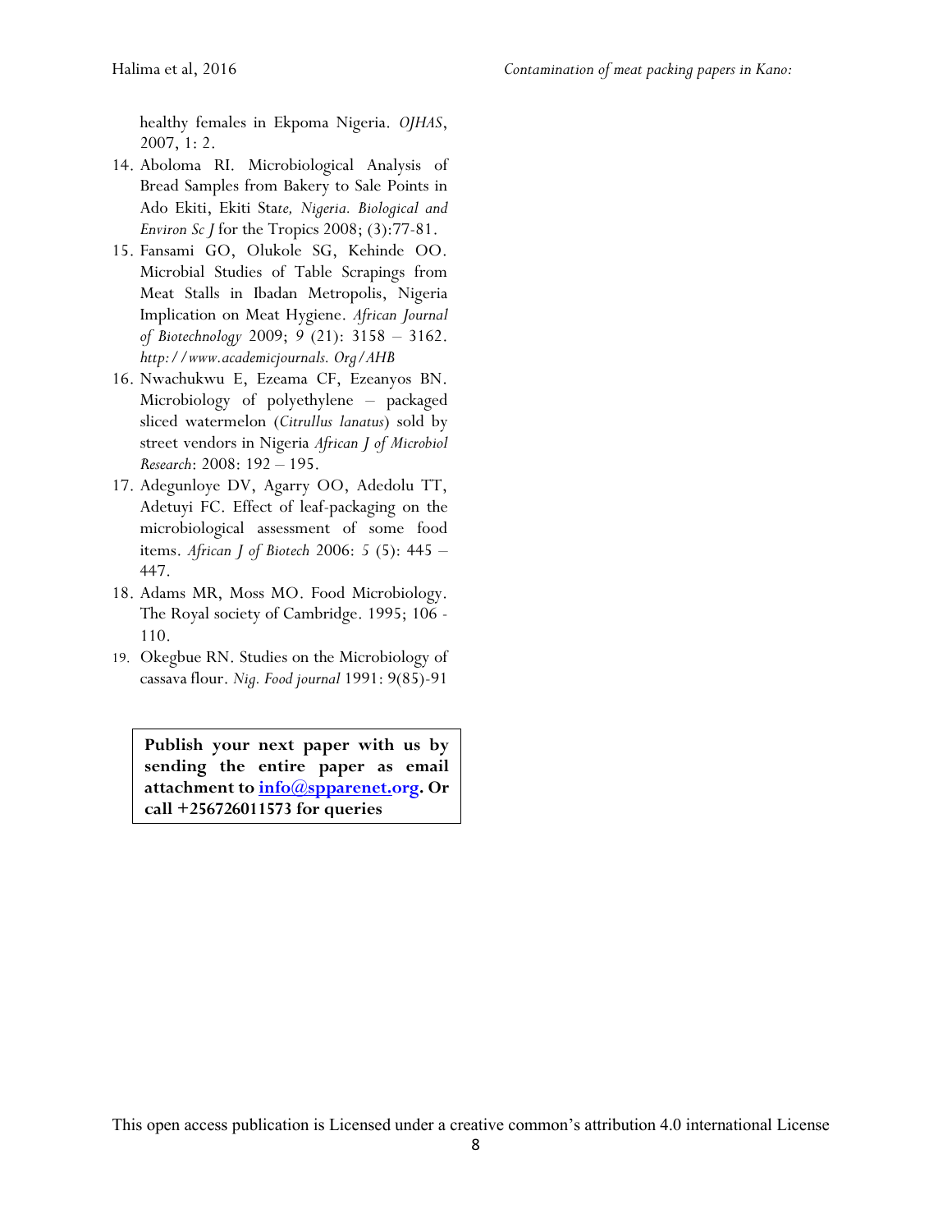healthy females in Ekpoma Nigeria. *OJHAS*, 2007, 1: 2.

14. Aboloma RI. Microbiological Analysis of Bread Samples from Bakery to Sale Points in Ado Ekiti, Ekiti Stat*e, Nigeria. Biological and Environ Sc J* for the Tropics 2008; (3):77-81.
15. Fansami GO, Olukole SG, Kehinde OO. Microbial Studies of Table Scrapings from Meat Stalls in Ibadan Metropolis, Nigeria Implication on Meat Hygiene. *African Journal of Biotechnology* 2009; *9* (21): 3158 – 3162. *http://www.academicjournals. Org/AHB*
16. Nwachukwu E, Ezeama CF, Ezeanyos BN. Microbiology of polyethylene – packaged sliced watermelon (*Citrullus lanatus*) sold by street vendors in Nigeria *African J of Microbiol Research*: 2008: 192 – 195.
17. Adegunloye DV, Agarry OO, Adedolu TT, Adetuyi FC. Effect of leaf-packaging on the microbiological assessment of some food items. *African J of Biotech* 2006: *5* (5): 445 – 447.
18. Adams MR, Moss MO. Food Microbiology. The Royal society of Cambridge. 1995; 106 - 110.
19. Okegbue RN. Studies on the Microbiology of cassava flour. *Nig. Food journal* 1991: 9(85)-91

**Publish your next paper with us by sending the entire paper as email attachment to info@spparenet.org. Or call +256726011573 for queries**

This open access publication is Licensed under a creative common's attribution 4.0 international License